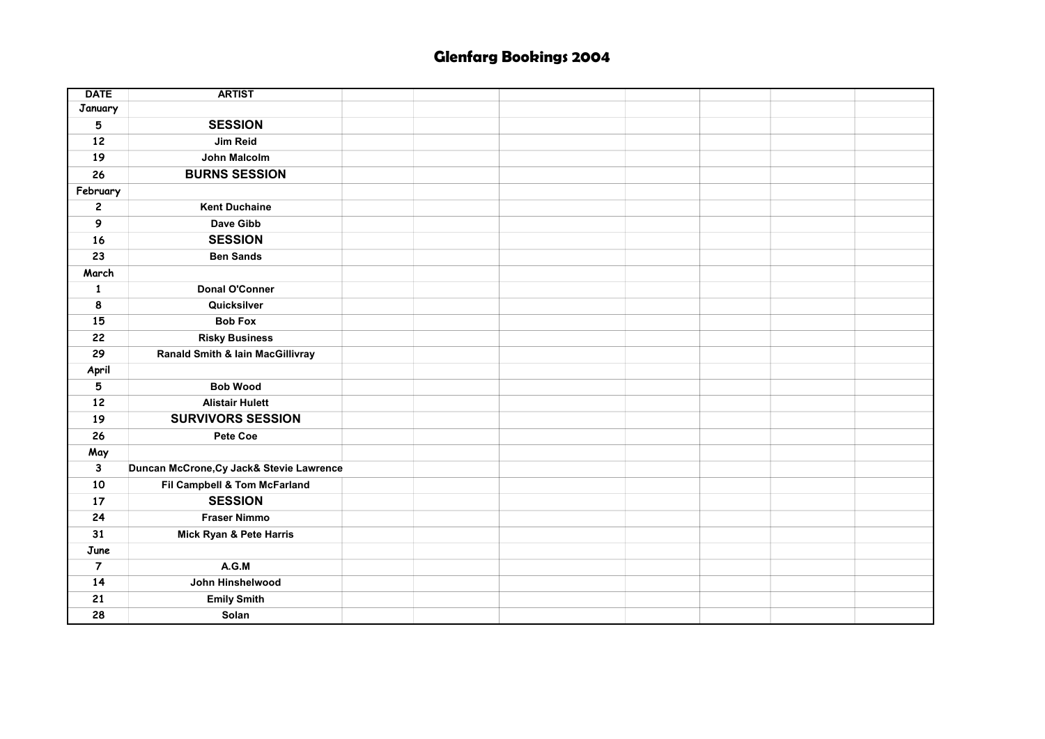# Glenfarg Bookings 2004

| DATE | ARTIST | | | | | | | |
|---|---|---|---|---|---|---|---|---|
| January | | | | | | | | |
| 5 | **SESSION** | | | | | | | |
| 12 | Jim Reid | | | | | | | |
| 19 | John Malcolm | | | | | | | |
| 26 | **BURNS SESSION** | | | | | | | |
| February | | | | | | | | |
| 2 | Kent Duchaine | | | | | | | |
| 9 | Dave Gibb | | | | | | | |
| 16 | **SESSION** | | | | | | | |
| 23 | Ben Sands | | | | | | | |
| March | | | | | | | | |
| 1 | Donal O'Conner | | | | | | | |
| 8 | Quicksilver | | | | | | | |
| 15 | Bob Fox | | | | | | | |
| 22 | Risky Business | | | | | | | |
| 29 | Ranald Smith & Iain MacGillivray | | | | | | | |
| April | | | | | | | | |
| 5 | Bob Wood | | | | | | | |
| 12 | Alistair Hulett | | | | | | | |
| 19 | **SURVIVORS SESSION** | | | | | | | |
| 26 | Pete Coe | | | | | | | |
| May | | | | | | | | |
| 3 | Duncan McCrone,Cy Jack& Stevie Lawrence | | | | | | | |
| 10 | Fil Campbell & Tom McFarland | | | | | | | |
| 17 | **SESSION** | | | | | | | |
| 24 | Fraser Nimmo | | | | | | | |
| 31 | Mick Ryan & Pete Harris | | | | | | | |
| June | | | | | | | | |
| 7 | A.G.M | | | | | | | |
| 14 | John Hinshelwood | | | | | | | |
| 21 | Emily Smith | | | | | | | |
| 28 | Solan | | | | | | | |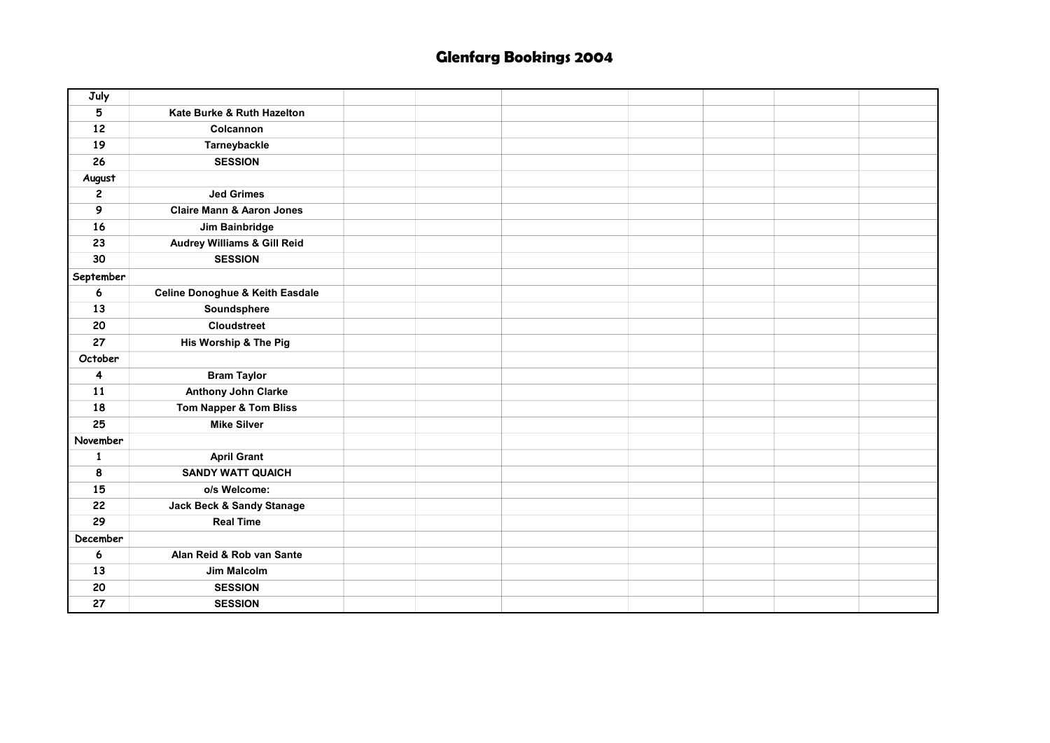# Glenfarg Bookings 2004

| | | | | | | | | | |
|---|---|---|---|---|---|---|---|---|---|
| July | | | | | | | | | |
| 5 | Kate Burke & Ruth Hazelton | | | | | | | | |
| 12 | Colcannon | | | | | | | | |
| 19 | Tarneybackle | | | | | | | | |
| 26 | SESSION | | | | | | | | |
| August | | | | | | | | | |
| 2 | Jed Grimes | | | | | | | | |
| 9 | Claire Mann & Aaron Jones | | | | | | | | |
| 16 | Jim Bainbridge | | | | | | | | |
| 23 | Audrey Williams & Gill Reid | | | | | | | | |
| 30 | SESSION | | | | | | | | |
| September | | | | | | | | | |
| 6 | Celine Donoghue & Keith Easdale | | | | | | | | |
| 13 | Soundsphere | | | | | | | | |
| 20 | Cloudstreet | | | | | | | | |
| 27 | His Worship & The Pig | | | | | | | | |
| October | | | | | | | | | |
| 4 | Bram Taylor | | | | | | | | |
| 11 | Anthony John Clarke | | | | | | | | |
| 18 | Tom Napper & Tom Bliss | | | | | | | | |
| 25 | Mike Silver | | | | | | | | |
| November | | | | | | | | | |
| 1 | April Grant | | | | | | | | |
| 8 | SANDY WATT QUAICH | | | | | | | | |
| 15 | o/s Welcome: | | | | | | | | |
| 22 | Jack Beck & Sandy Stanage | | | | | | | | |
| 29 | Real Time | | | | | | | | |
| December | | | | | | | | | |
| 6 | Alan Reid & Rob van Sante | | | | | | | | |
| 13 | Jim Malcolm | | | | | | | | |
| 20 | SESSION | | | | | | | | |
| 27 | SESSION | | | | | | | | |